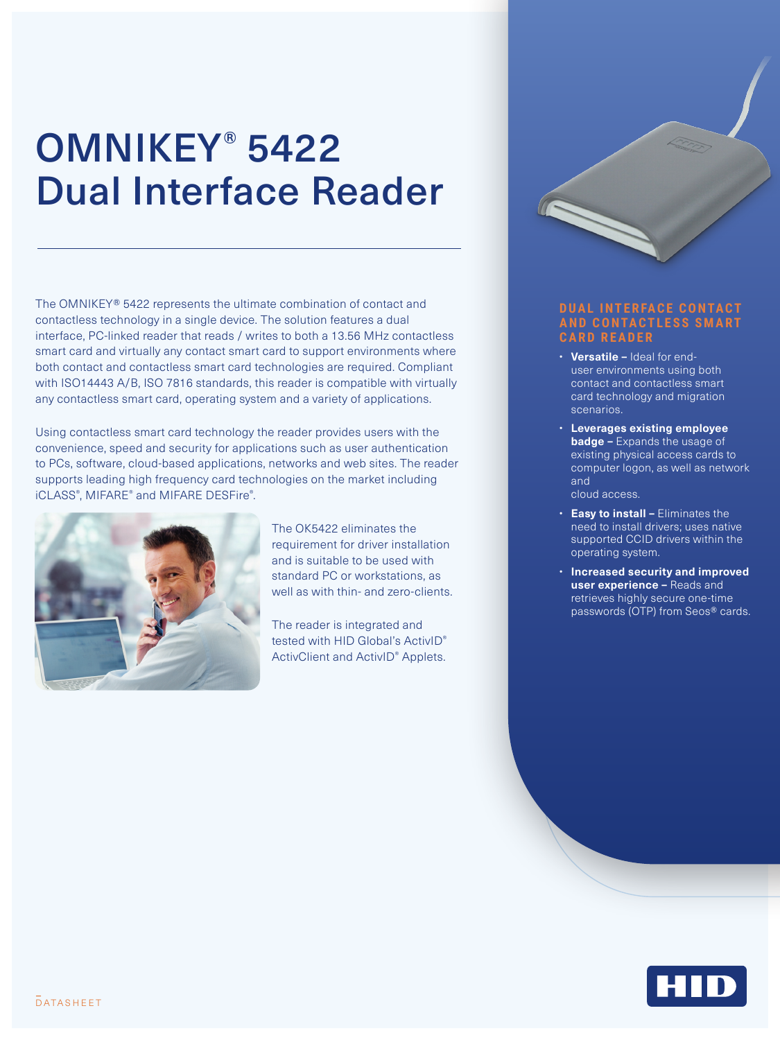# OMNIKEY® 5422 Dual Interface Reader

The OMNIKEY® 5422 represents the ultimate combination of contact and contactless technology in a single device. The solution features a dual interface, PC-linked reader that reads / writes to both a 13.56 MHz contactless smart card and virtually any contact smart card to support environments where both contact and contactless smart card technologies are required. Compliant with ISO14443 A/B, ISO 7816 standards, this reader is compatible with virtually any contactless smart card, operating system and a variety of applications.

Using contactless smart card technology the reader provides users with the convenience, speed and security for applications such as user authentication to PCs, software, cloud-based applications, networks and web sites. The reader supports leading high frequency card technologies on the market including iCLASS®, MIFARE® and MIFARE DESFire®.

The OK5422 eliminates the requirement for driver installation and is suitable to be used with standard PC or workstations, as well as with thin- and zero-clients.

The reader is integrated and tested with HID Global's ActivID® ActivClient and ActivID® Applets.

## DUAL INTERFACE CONTACT AND CONTACTLESS SMART CARD READER

- **Versatile –** Ideal for end-user environments using both contact and contactless smart card technology and migration scenarios.
- **Leverages existing employee badge –** Expands the usage of existing physical access cards to computer logon, as well as network and cloud access.
- **Easy to install –** Eliminates the need to install drivers; uses native supported CCID drivers within the operating system.
- **Increased security and improved user experience –** Reads and retrieves highly secure one-time passwords (OTP) from Seos® cards.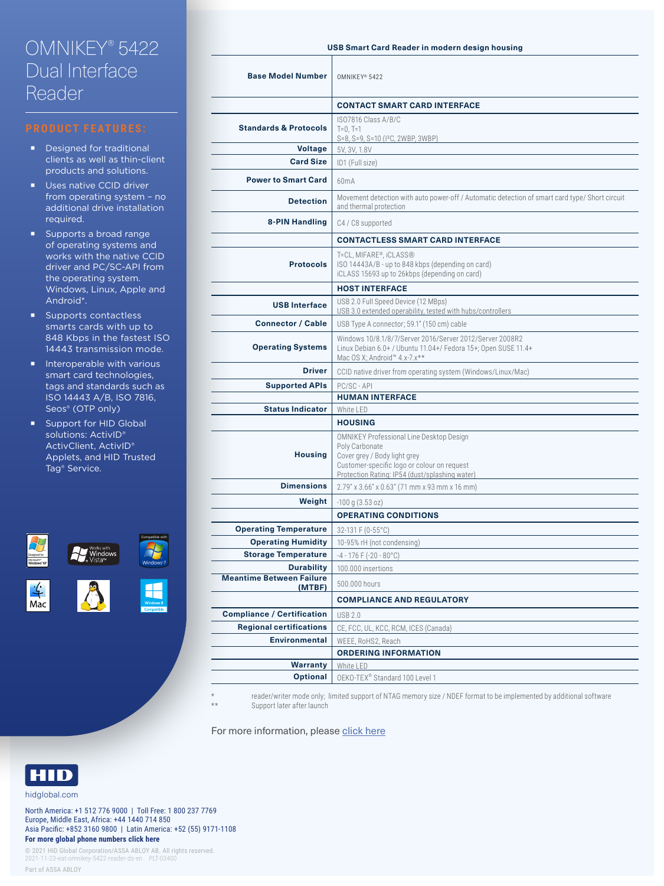# OMNIKEY® 5422 Dual Interface Reader

## PRODUCT FEATURES:

- Designed for traditional clients as well as thin-client products and solutions.
- Uses native CCID driver from operating system – no additional drive installation required.
- Supports a broad range of operating systems and works with the native CCID driver and PC/SC-API from the operating system. Windows, Linux, Apple and Android*.
- Supports contactless smarts cards with up to 848 Kbps in the fastest ISO 14443 transmission mode.
- Interoperable with various smart card technologies, tags and standards such as ISO 14443 A/B, ISO 7816, Seos® (OTP only)
- Support for HID Global solutions: ActivID® ActivClient, ActivID® Applets, and HID Trusted Tag® Service.

**USB Smart Card Reader in modern design housing**

| | |
|---|---|
| **Base Model Number** | OMNIKEY® 5422 |
| | **CONTACT SMART CARD INTERFACE** |
| **Standards & Protocols** | ISO7816 Class A/B/C<br>T=0, T=1<br>S=8, S=9, S=10 (I²C, 2WBP, 3WBP) |
| **Voltage** | 5V, 3V, 1.8V |
| **Card Size** | ID1 (Full size) |
| **Power to Smart Card** | 60mA |
| **Detection** | Movement detection with auto power-off / Automatic detection of smart card type/ Short circuit and thermal protection |
| **8-PIN Handling** | C4 / C8 supported |
| | **CONTACTLESS SMART CARD INTERFACE** |
| **Protocols** | T=CL, MIFARE®, iCLASS®<br>ISO 14443A/B - up to 848 kbps (depending on card)<br>iCLASS 15693 up to 26kbps (depending on card) |
| | **HOST INTERFACE** |
| **USB Interface** | USB 2.0 Full Speed Device (12 MBps)<br>USB 3.0 extended operability, tested with hubs/controllers |
| **Connector / Cable** | USB Type A connector; 59.1" (150 cm) cable |
| **Operating Systems** | Windows 10/8.1/8/7/Server 2016/Server 2012/Server 2008R2<br>Linux Debian 6.0+ / Ubuntu 11.04+/ Fedora 15+; Open SUSE 11.4+<br>Mac OS X; Android™ 4.x-7.x** |
| **Driver** | CCID native driver from operating system (Windows/Linux/Mac) |
| **Supported APIs** | PC/SC - API |
| | **HUMAN INTERFACE** |
| **Status Indicator** | White LED |
| | **HOUSING** |
| **Housing** | OMNIKEY Professional Line Desktop Design<br>Poly Carbonate<br>Cover grey / Body light grey<br>Customer-specific logo or colour on request<br>Protection Rating: IP54 (dust/splashing water) |
| **Dimensions** | 2.79" x 3.66" x 0.63" (71 mm x 93 mm x 16 mm) |
| **Weight** | ~100 g (3.53 oz) |
| | **OPERATING CONDITIONS** |
| **Operating Temperature** | 32-131 F (0-55°C) |
| **Operating Humidity** | 10-95% rH (not condensing) |
| **Storage Temperature** | -4 - 176 F (-20 - 80°C) |
| **Durability** | 100.000 insertions |
| **Meantime Between Failure (MTBF)** | 500.000 hours |
| | **COMPLIANCE AND REGULATORY** |
| **Compliance / Certification** | USB 2.0 |
| **Regional certifications** | CE, FCC, UL, KCC, RCM, ICES (Canada) |
| **Environmental** | WEEE, RoHS2, Reach |
| | **ORDERING INFORMATION** |
| **Warranty** | White LED |
| **Optional** | OEKO-TEX® Standard 100 Level 1 |

\* reader/writer mode only; limited support of NTAG memory size / NDEF format to be implemented by additional software

\*\* Support later after launch

For more information, please click here

HID

hidglobal.com

North America: +1 512 776 9000 | Toll Free: 1 800 237 7769
Europe, Middle East, Africa: +44 1440 714 850
Asia Pacific: +852 3160 9800 | Latin America: +52 (55) 9171-1108
**For more global phone numbers click here**

© 2021 HID Global Corporation/ASSA ABLOY AB. All rights reserved.
2021-11-23-eat-omnikey-5422-reader-ds-en PLT-03400

Part of ASSA ABLOY